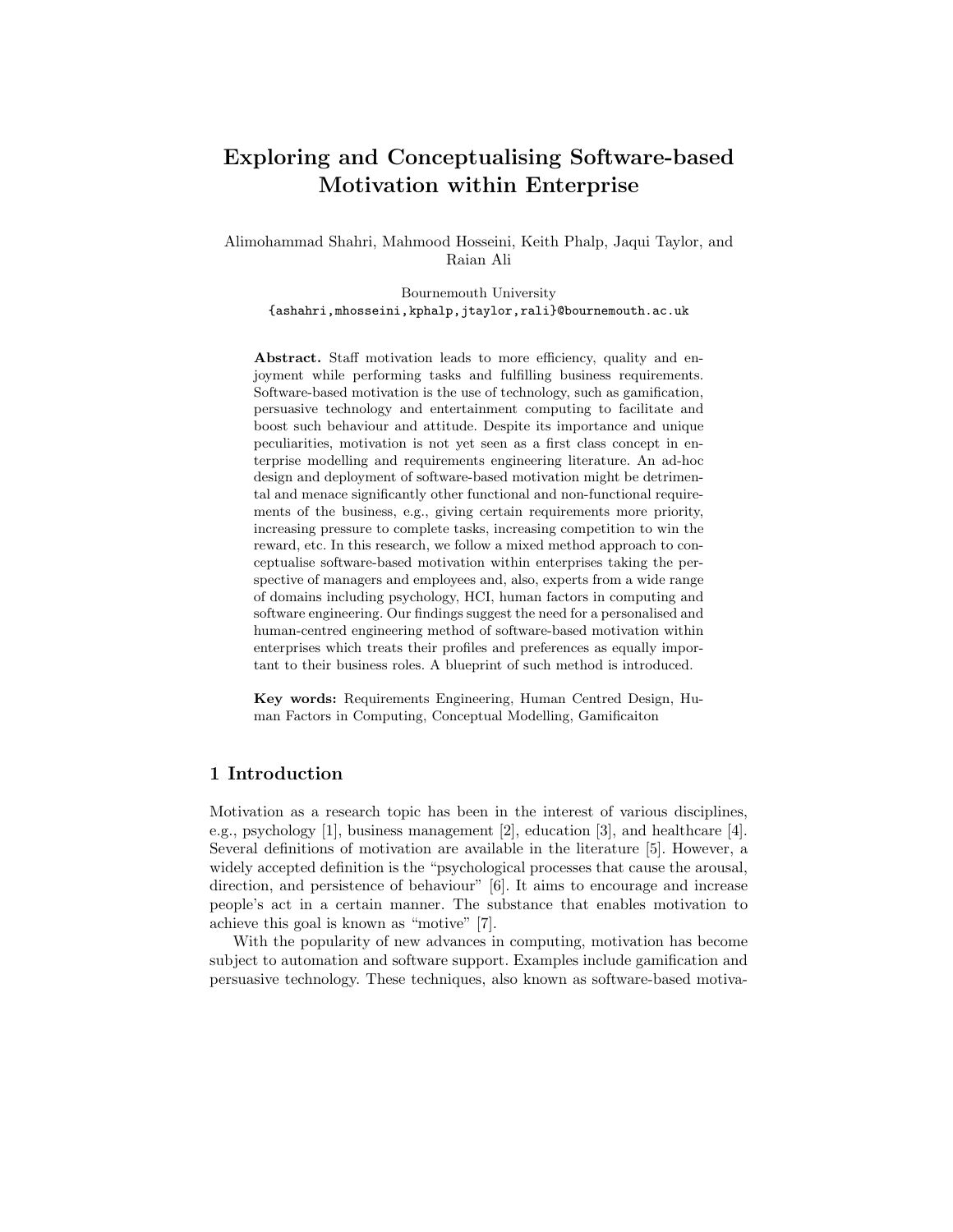# Exploring and Conceptualising Software-based Motivation within Enterprise

Alimohammad Shahri, Mahmood Hosseini, Keith Phalp, Jaqui Taylor, and Raian Ali

Bournemouth University
{ashahri,mhosseini,kphalp,jtaylor,rali}@bournemouth.ac.uk

**Abstract.** Staff motivation leads to more efficiency, quality and enjoyment while performing tasks and fulfilling business requirements. Software-based motivation is the use of technology, such as gamification, persuasive technology and entertainment computing to facilitate and boost such behaviour and attitude. Despite its importance and unique peculiarities, motivation is not yet seen as a first class concept in enterprise modelling and requirements engineering literature. An ad-hoc design and deployment of software-based motivation might be detrimental and menace significantly other functional and non-functional requirements of the business, e.g., giving certain requirements more priority, increasing pressure to complete tasks, increasing competition to win the reward, etc. In this research, we follow a mixed method approach to conceptualise software-based motivation within enterprises taking the perspective of managers and employees and, also, experts from a wide range of domains including psychology, HCI, human factors in computing and software engineering. Our findings suggest the need for a personalised and human-centred engineering method of software-based motivation within enterprises which treats their profiles and preferences as equally important to their business roles. A blueprint of such method is introduced.

**Key words:** Requirements Engineering, Human Centred Design, Human Factors in Computing, Conceptual Modelling, Gamificaiton

## 1 Introduction

Motivation as a research topic has been in the interest of various disciplines, e.g., psychology [1], business management [2], education [3], and healthcare [4]. Several definitions of motivation are available in the literature [5]. However, a widely accepted definition is the "psychological processes that cause the arousal, direction, and persistence of behaviour" [6]. It aims to encourage and increase people's act in a certain manner. The substance that enables motivation to achieve this goal is known as "motive" [7].

With the popularity of new advances in computing, motivation has become subject to automation and software support. Examples include gamification and persuasive technology. These techniques, also known as software-based motiva-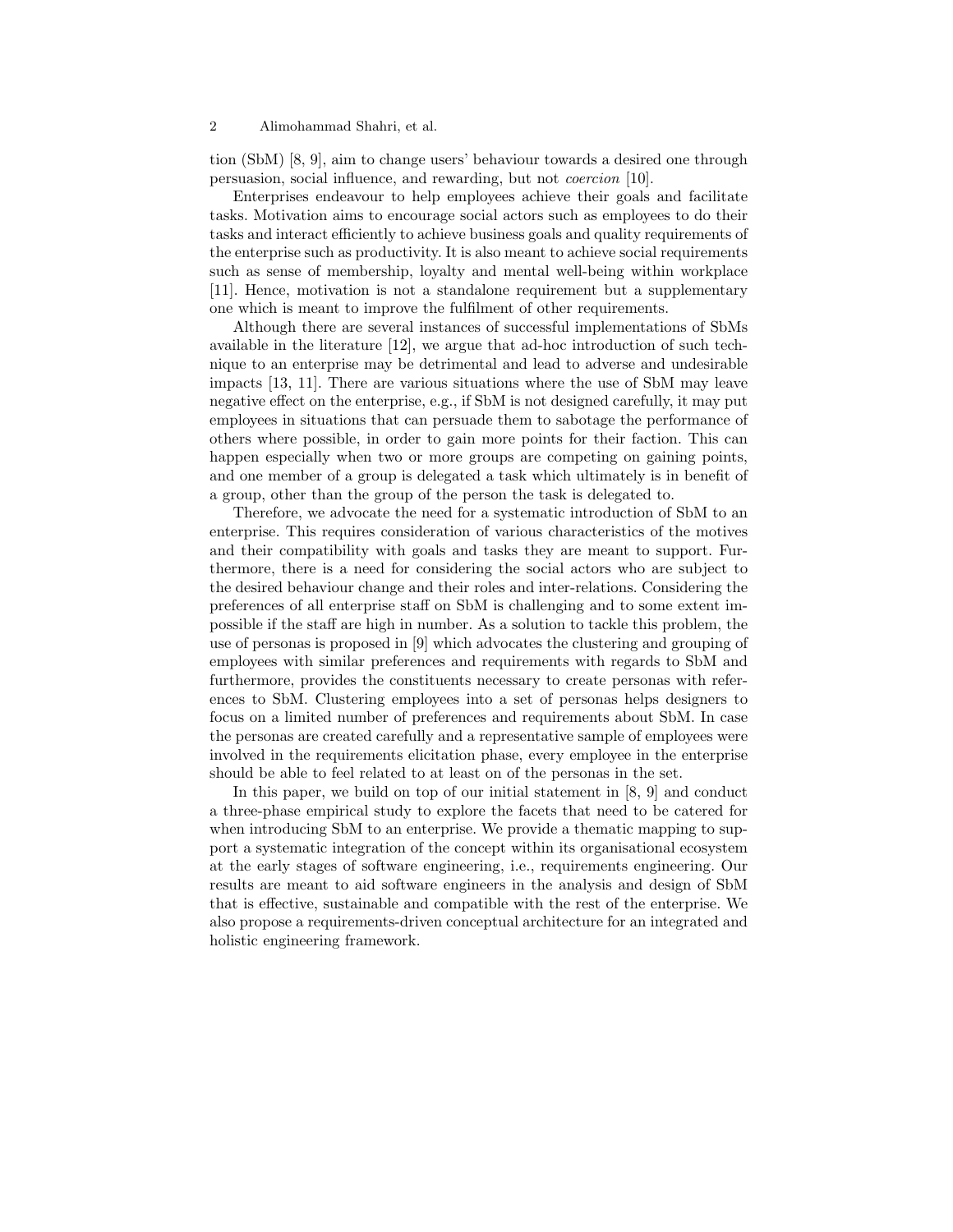tion (SbM) [8, 9], aim to change users' behaviour towards a desired one through persuasion, social influence, and rewarding, but not *coercion* [10].

Enterprises endeavour to help employees achieve their goals and facilitate tasks. Motivation aims to encourage social actors such as employees to do their tasks and interact efficiently to achieve business goals and quality requirements of the enterprise such as productivity. It is also meant to achieve social requirements such as sense of membership, loyalty and mental well-being within workplace [11]. Hence, motivation is not a standalone requirement but a supplementary one which is meant to improve the fulfilment of other requirements.

Although there are several instances of successful implementations of SbMs available in the literature [12], we argue that ad-hoc introduction of such technique to an enterprise may be detrimental and lead to adverse and undesirable impacts [13, 11]. There are various situations where the use of SbM may leave negative effect on the enterprise, e.g., if SbM is not designed carefully, it may put employees in situations that can persuade them to sabotage the performance of others where possible, in order to gain more points for their faction. This can happen especially when two or more groups are competing on gaining points, and one member of a group is delegated a task which ultimately is in benefit of a group, other than the group of the person the task is delegated to.

Therefore, we advocate the need for a systematic introduction of SbM to an enterprise. This requires consideration of various characteristics of the motives and their compatibility with goals and tasks they are meant to support. Furthermore, there is a need for considering the social actors who are subject to the desired behaviour change and their roles and inter-relations. Considering the preferences of all enterprise staff on SbM is challenging and to some extent impossible if the staff are high in number. As a solution to tackle this problem, the use of personas is proposed in [9] which advocates the clustering and grouping of employees with similar preferences and requirements with regards to SbM and furthermore, provides the constituents necessary to create personas with references to SbM. Clustering employees into a set of personas helps designers to focus on a limited number of preferences and requirements about SbM. In case the personas are created carefully and a representative sample of employees were involved in the requirements elicitation phase, every employee in the enterprise should be able to feel related to at least on of the personas in the set.

In this paper, we build on top of our initial statement in [8, 9] and conduct a three-phase empirical study to explore the facets that need to be catered for when introducing SbM to an enterprise. We provide a thematic mapping to support a systematic integration of the concept within its organisational ecosystem at the early stages of software engineering, i.e., requirements engineering. Our results are meant to aid software engineers in the analysis and design of SbM that is effective, sustainable and compatible with the rest of the enterprise. We also propose a requirements-driven conceptual architecture for an integrated and holistic engineering framework.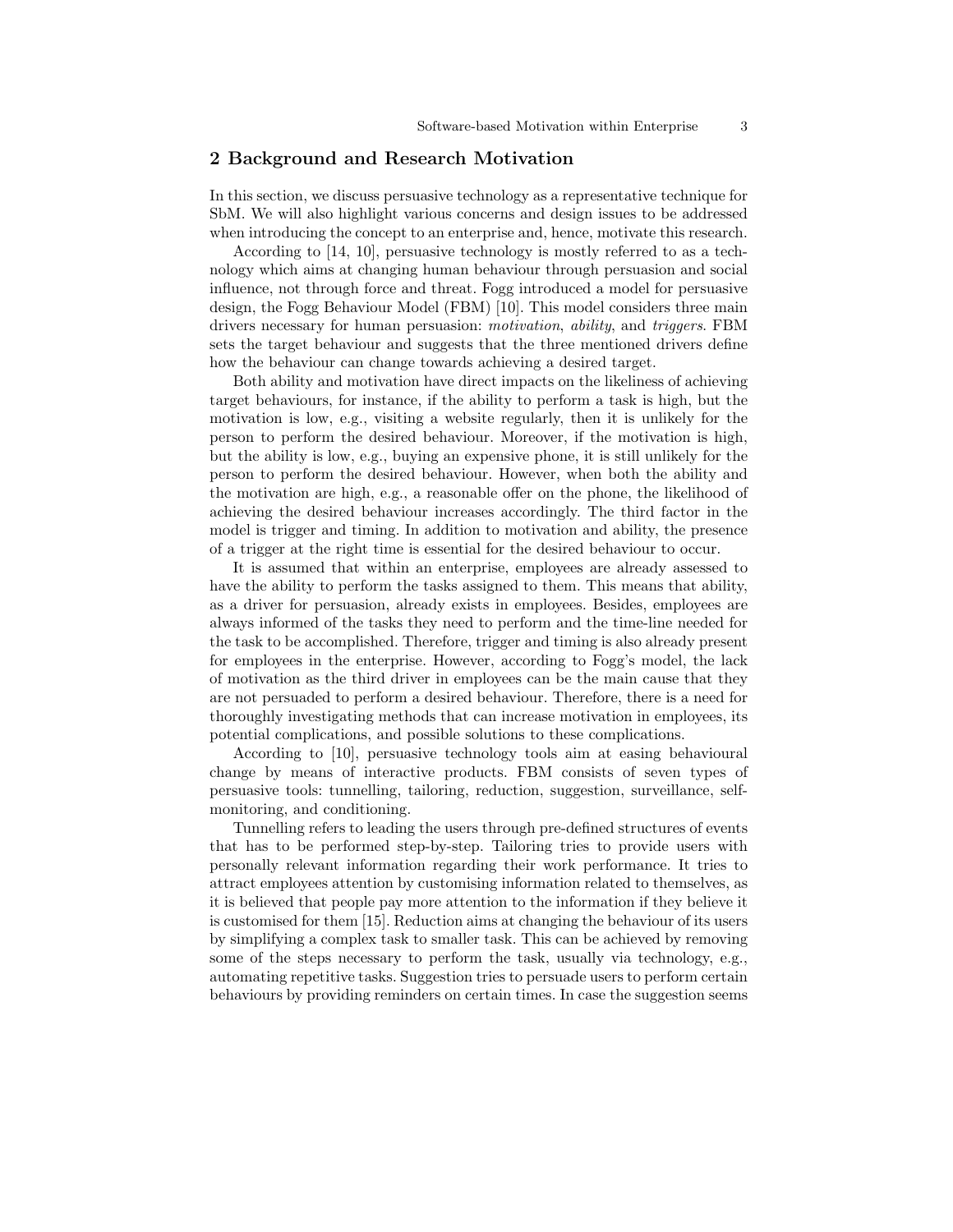## 2 Background and Research Motivation

In this section, we discuss persuasive technology as a representative technique for SbM. We will also highlight various concerns and design issues to be addressed when introducing the concept to an enterprise and, hence, motivate this research.

According to [14, 10], persuasive technology is mostly referred to as a technology which aims at changing human behaviour through persuasion and social influence, not through force and threat. Fogg introduced a model for persuasive design, the Fogg Behaviour Model (FBM) [10]. This model considers three main drivers necessary for human persuasion: *motivation*, *ability*, and *triggers*. FBM sets the target behaviour and suggests that the three mentioned drivers define how the behaviour can change towards achieving a desired target.

Both ability and motivation have direct impacts on the likeliness of achieving target behaviours, for instance, if the ability to perform a task is high, but the motivation is low, e.g., visiting a website regularly, then it is unlikely for the person to perform the desired behaviour. Moreover, if the motivation is high, but the ability is low, e.g., buying an expensive phone, it is still unlikely for the person to perform the desired behaviour. However, when both the ability and the motivation are high, e.g., a reasonable offer on the phone, the likelihood of achieving the desired behaviour increases accordingly. The third factor in the model is trigger and timing. In addition to motivation and ability, the presence of a trigger at the right time is essential for the desired behaviour to occur.

It is assumed that within an enterprise, employees are already assessed to have the ability to perform the tasks assigned to them. This means that ability, as a driver for persuasion, already exists in employees. Besides, employees are always informed of the tasks they need to perform and the time-line needed for the task to be accomplished. Therefore, trigger and timing is also already present for employees in the enterprise. However, according to Fogg's model, the lack of motivation as the third driver in employees can be the main cause that they are not persuaded to perform a desired behaviour. Therefore, there is a need for thoroughly investigating methods that can increase motivation in employees, its potential complications, and possible solutions to these complications.

According to [10], persuasive technology tools aim at easing behavioural change by means of interactive products. FBM consists of seven types of persuasive tools: tunnelling, tailoring, reduction, suggestion, surveillance, self-monitoring, and conditioning.

Tunnelling refers to leading the users through pre-defined structures of events that has to be performed step-by-step. Tailoring tries to provide users with personally relevant information regarding their work performance. It tries to attract employees attention by customising information related to themselves, as it is believed that people pay more attention to the information if they believe it is customised for them [15]. Reduction aims at changing the behaviour of its users by simplifying a complex task to smaller task. This can be achieved by removing some of the steps necessary to perform the task, usually via technology, e.g., automating repetitive tasks. Suggestion tries to persuade users to perform certain behaviours by providing reminders on certain times. In case the suggestion seems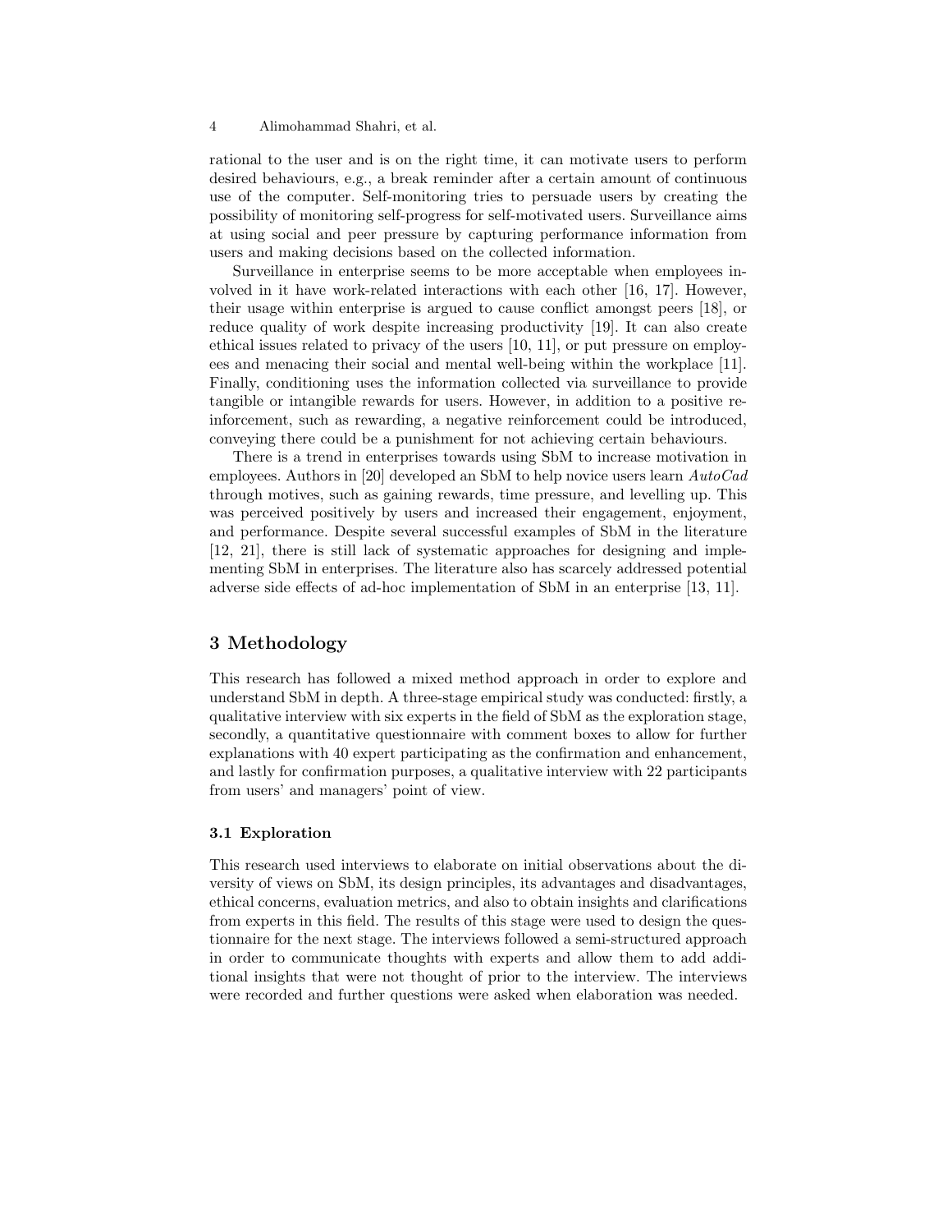rational to the user and is on the right time, it can motivate users to perform desired behaviours, e.g., a break reminder after a certain amount of continuous use of the computer. Self-monitoring tries to persuade users by creating the possibility of monitoring self-progress for self-motivated users. Surveillance aims at using social and peer pressure by capturing performance information from users and making decisions based on the collected information.

Surveillance in enterprise seems to be more acceptable when employees involved in it have work-related interactions with each other [16, 17]. However, their usage within enterprise is argued to cause conflict amongst peers [18], or reduce quality of work despite increasing productivity [19]. It can also create ethical issues related to privacy of the users [10, 11], or put pressure on employees and menacing their social and mental well-being within the workplace [11]. Finally, conditioning uses the information collected via surveillance to provide tangible or intangible rewards for users. However, in addition to a positive reinforcement, such as rewarding, a negative reinforcement could be introduced, conveying there could be a punishment for not achieving certain behaviours.

There is a trend in enterprises towards using SbM to increase motivation in employees. Authors in [20] developed an SbM to help novice users learn *AutoCad* through motives, such as gaining rewards, time pressure, and levelling up. This was perceived positively by users and increased their engagement, enjoyment, and performance. Despite several successful examples of SbM in the literature [12, 21], there is still lack of systematic approaches for designing and implementing SbM in enterprises. The literature also has scarcely addressed potential adverse side effects of ad-hoc implementation of SbM in an enterprise [13, 11].

## 3 Methodology

This research has followed a mixed method approach in order to explore and understand SbM in depth. A three-stage empirical study was conducted: firstly, a qualitative interview with six experts in the field of SbM as the exploration stage, secondly, a quantitative questionnaire with comment boxes to allow for further explanations with 40 expert participating as the confirmation and enhancement, and lastly for confirmation purposes, a qualitative interview with 22 participants from users' and managers' point of view.

### 3.1 Exploration

This research used interviews to elaborate on initial observations about the diversity of views on SbM, its design principles, its advantages and disadvantages, ethical concerns, evaluation metrics, and also to obtain insights and clarifications from experts in this field. The results of this stage were used to design the questionnaire for the next stage. The interviews followed a semi-structured approach in order to communicate thoughts with experts and allow them to add additional insights that were not thought of prior to the interview. The interviews were recorded and further questions were asked when elaboration was needed.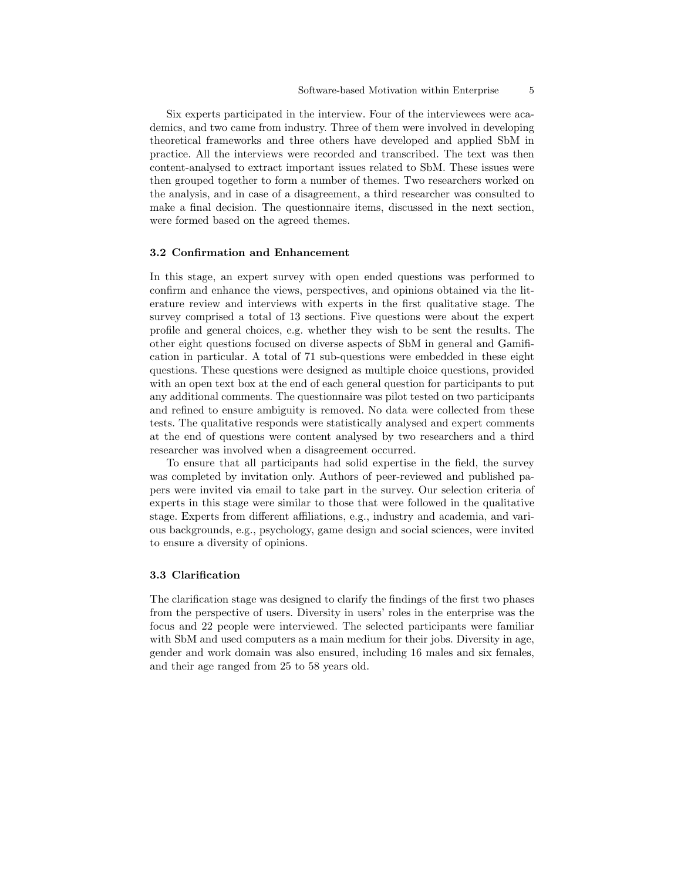Six experts participated in the interview. Four of the interviewees were academics, and two came from industry. Three of them were involved in developing theoretical frameworks and three others have developed and applied SbM in practice. All the interviews were recorded and transcribed. The text was then content-analysed to extract important issues related to SbM. These issues were then grouped together to form a number of themes. Two researchers worked on the analysis, and in case of a disagreement, a third researcher was consulted to make a final decision. The questionnaire items, discussed in the next section, were formed based on the agreed themes.

### 3.2 Confirmation and Enhancement

In this stage, an expert survey with open ended questions was performed to confirm and enhance the views, perspectives, and opinions obtained via the literature review and interviews with experts in the first qualitative stage. The survey comprised a total of 13 sections. Five questions were about the expert profile and general choices, e.g. whether they wish to be sent the results. The other eight questions focused on diverse aspects of SbM in general and Gamification in particular. A total of 71 sub-questions were embedded in these eight questions. These questions were designed as multiple choice questions, provided with an open text box at the end of each general question for participants to put any additional comments. The questionnaire was pilot tested on two participants and refined to ensure ambiguity is removed. No data were collected from these tests. The qualitative responds were statistically analysed and expert comments at the end of questions were content analysed by two researchers and a third researcher was involved when a disagreement occurred.

To ensure that all participants had solid expertise in the field, the survey was completed by invitation only. Authors of peer-reviewed and published papers were invited via email to take part in the survey. Our selection criteria of experts in this stage were similar to those that were followed in the qualitative stage. Experts from different affiliations, e.g., industry and academia, and various backgrounds, e.g., psychology, game design and social sciences, were invited to ensure a diversity of opinions.

### 3.3 Clarification

The clarification stage was designed to clarify the findings of the first two phases from the perspective of users. Diversity in users' roles in the enterprise was the focus and 22 people were interviewed. The selected participants were familiar with SbM and used computers as a main medium for their jobs. Diversity in age, gender and work domain was also ensured, including 16 males and six females, and their age ranged from 25 to 58 years old.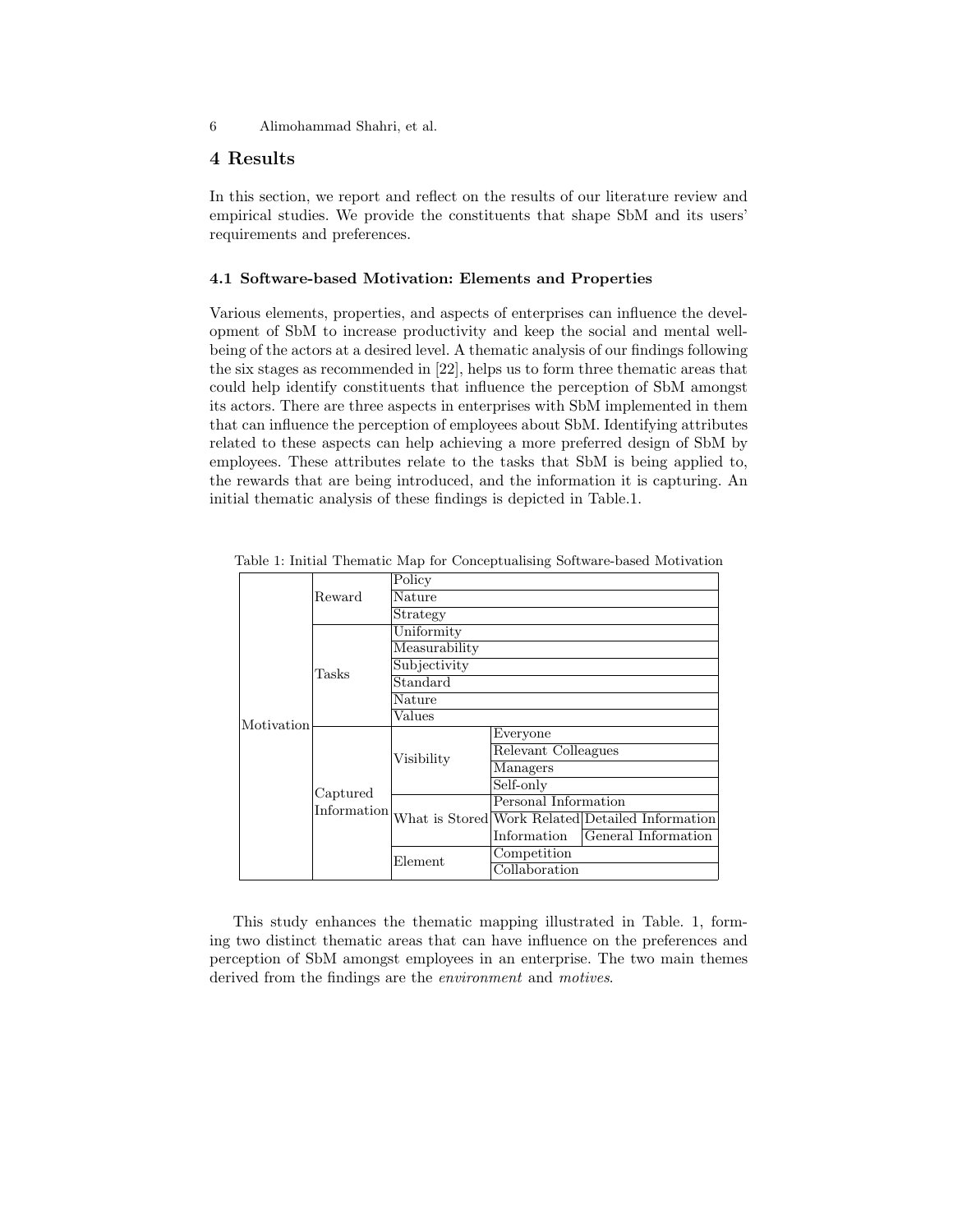## 4 Results

In this section, we report and reflect on the results of our literature review and empirical studies. We provide the constituents that shape SbM and its users' requirements and preferences.

### 4.1 Software-based Motivation: Elements and Properties

Various elements, properties, and aspects of enterprises can influence the development of SbM to increase productivity and keep the social and mental well-being of the actors at a desired level. A thematic analysis of our findings following the six stages as recommended in [22], helps us to form three thematic areas that could help identify constituents that influence the perception of SbM amongst its actors. There are three aspects in enterprises with SbM implemented in them that can influence the perception of employees about SbM. Identifying attributes related to these aspects can help achieving a more preferred design of SbM by employees. These attributes relate to the tasks that SbM is being applied to, the rewards that are being introduced, and the information it is capturing. An initial thematic analysis of these findings is depicted in Table.1.

Table 1: Initial Thematic Map for Conceptualising Software-based Motivation

| | | | | |
|---|---|---|---|---|
| Motivation | Reward | Policy | | |
| | | Nature | | |
| | | Strategy | | |
| | Tasks | Uniformity | | |
| | | Measurability | | |
| | | Subjectivity | | |
| | | Standard | | |
| | | Nature | | |
| | | Values | | |
| | Captured Information | Visibility | Everyone | |
| | | | Relevant Colleagues | |
| | | | Managers | |
| | | | Self-only | |
| | | What is Stored | Personal Information | |
| | | | Work Related Information | Detailed Information |
| | | | | General Information |
| | | Element | Competition | |
| | | | Collaboration | |

This study enhances the thematic mapping illustrated in Table. 1, forming two distinct thematic areas that can have influence on the preferences and perception of SbM amongst employees in an enterprise. The two main themes derived from the findings are the *environment* and *motives*.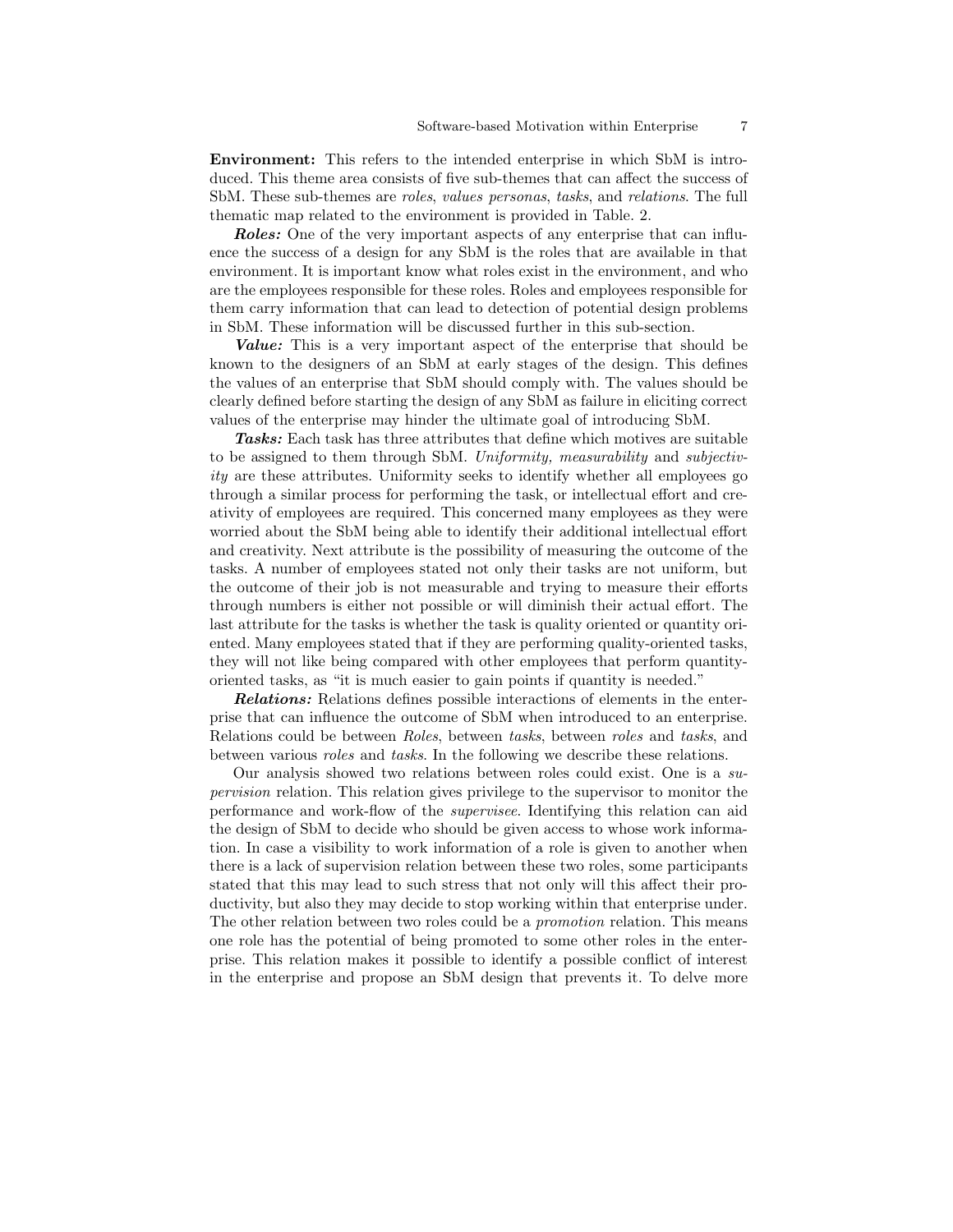**Environment:** This refers to the intended enterprise in which SbM is introduced. This theme area consists of five sub-themes that can affect the success of SbM. These sub-themes are *roles*, *values personas*, *tasks*, and *relations*. The full thematic map related to the environment is provided in Table. 2.

***Roles:*** One of the very important aspects of any enterprise that can influence the success of a design for any SbM is the roles that are available in that environment. It is important know what roles exist in the environment, and who are the employees responsible for these roles. Roles and employees responsible for them carry information that can lead to detection of potential design problems in SbM. These information will be discussed further in this sub-section.

***Value:*** This is a very important aspect of the enterprise that should be known to the designers of an SbM at early stages of the design. This defines the values of an enterprise that SbM should comply with. The values should be clearly defined before starting the design of any SbM as failure in eliciting correct values of the enterprise may hinder the ultimate goal of introducing SbM.

***Tasks:*** Each task has three attributes that define which motives are suitable to be assigned to them through SbM. *Uniformity, measurability* and *subjectivity* are these attributes. Uniformity seeks to identify whether all employees go through a similar process for performing the task, or intellectual effort and creativity of employees are required. This concerned many employees as they were worried about the SbM being able to identify their additional intellectual effort and creativity. Next attribute is the possibility of measuring the outcome of the tasks. A number of employees stated not only their tasks are not uniform, but the outcome of their job is not measurable and trying to measure their efforts through numbers is either not possible or will diminish their actual effort. The last attribute for the tasks is whether the task is quality oriented or quantity oriented. Many employees stated that if they are performing quality-oriented tasks, they will not like being compared with other employees that perform quantity-oriented tasks, as "it is much easier to gain points if quantity is needed."

***Relations:*** Relations defines possible interactions of elements in the enterprise that can influence the outcome of SbM when introduced to an enterprise. Relations could be between *Roles*, between *tasks*, between *roles* and *tasks*, and between various *roles* and *tasks*. In the following we describe these relations.

Our analysis showed two relations between roles could exist. One is a *supervision* relation. This relation gives privilege to the supervisor to monitor the performance and work-flow of the *supervisee*. Identifying this relation can aid the design of SbM to decide who should be given access to whose work information. In case a visibility to work information of a role is given to another when there is a lack of supervision relation between these two roles, some participants stated that this may lead to such stress that not only will this affect their productivity, but also they may decide to stop working within that enterprise under. The other relation between two roles could be a *promotion* relation. This means one role has the potential of being promoted to some other roles in the enterprise. This relation makes it possible to identify a possible conflict of interest in the enterprise and propose an SbM design that prevents it. To delve more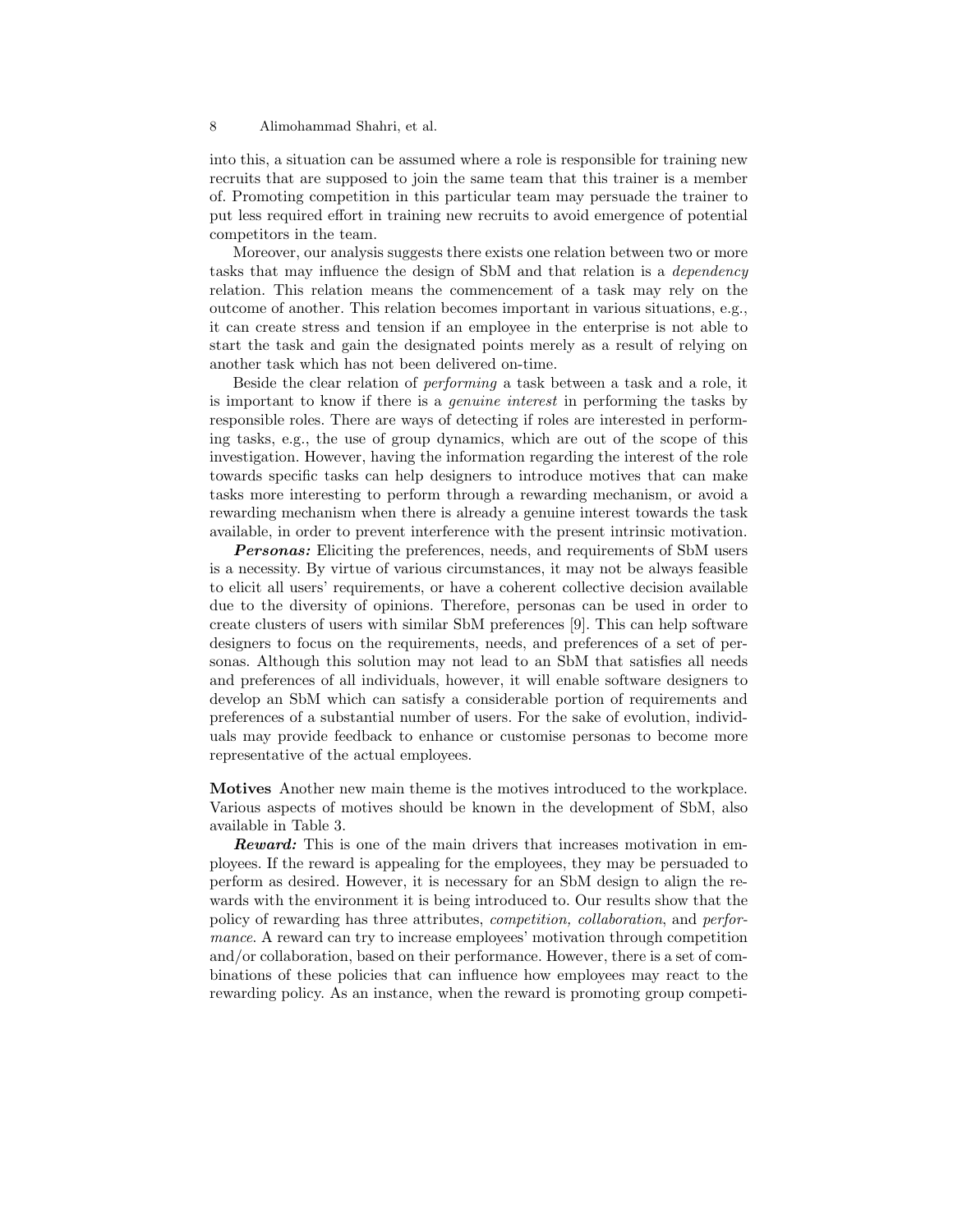into this, a situation can be assumed where a role is responsible for training new recruits that are supposed to join the same team that this trainer is a member of. Promoting competition in this particular team may persuade the trainer to put less required effort in training new recruits to avoid emergence of potential competitors in the team.

Moreover, our analysis suggests there exists one relation between two or more tasks that may influence the design of SbM and that relation is a *dependency* relation. This relation means the commencement of a task may rely on the outcome of another. This relation becomes important in various situations, e.g., it can create stress and tension if an employee in the enterprise is not able to start the task and gain the designated points merely as a result of relying on another task which has not been delivered on-time.

Beside the clear relation of *performing* a task between a task and a role, it is important to know if there is a *genuine interest* in performing the tasks by responsible roles. There are ways of detecting if roles are interested in performing tasks, e.g., the use of group dynamics, which are out of the scope of this investigation. However, having the information regarding the interest of the role towards specific tasks can help designers to introduce motives that can make tasks more interesting to perform through a rewarding mechanism, or avoid a rewarding mechanism when there is already a genuine interest towards the task available, in order to prevent interference with the present intrinsic motivation.

***Personas:*** Eliciting the preferences, needs, and requirements of SbM users is a necessity. By virtue of various circumstances, it may not be always feasible to elicit all users' requirements, or have a coherent collective decision available due to the diversity of opinions. Therefore, personas can be used in order to create clusters of users with similar SbM preferences [9]. This can help software designers to focus on the requirements, needs, and preferences of a set of personas. Although this solution may not lead to an SbM that satisfies all needs and preferences of all individuals, however, it will enable software designers to develop an SbM which can satisfy a considerable portion of requirements and preferences of a substantial number of users. For the sake of evolution, individuals may provide feedback to enhance or customise personas to become more representative of the actual employees.

**Motives** Another new main theme is the motives introduced to the workplace. Various aspects of motives should be known in the development of SbM, also available in Table 3.

***Reward:*** This is one of the main drivers that increases motivation in employees. If the reward is appealing for the employees, they may be persuaded to perform as desired. However, it is necessary for an SbM design to align the rewards with the environment it is being introduced to. Our results show that the policy of rewarding has three attributes, *competition, collaboration*, and *performance*. A reward can try to increase employees' motivation through competition and/or collaboration, based on their performance. However, there is a set of combinations of these policies that can influence how employees may react to the rewarding policy. As an instance, when the reward is promoting group competi-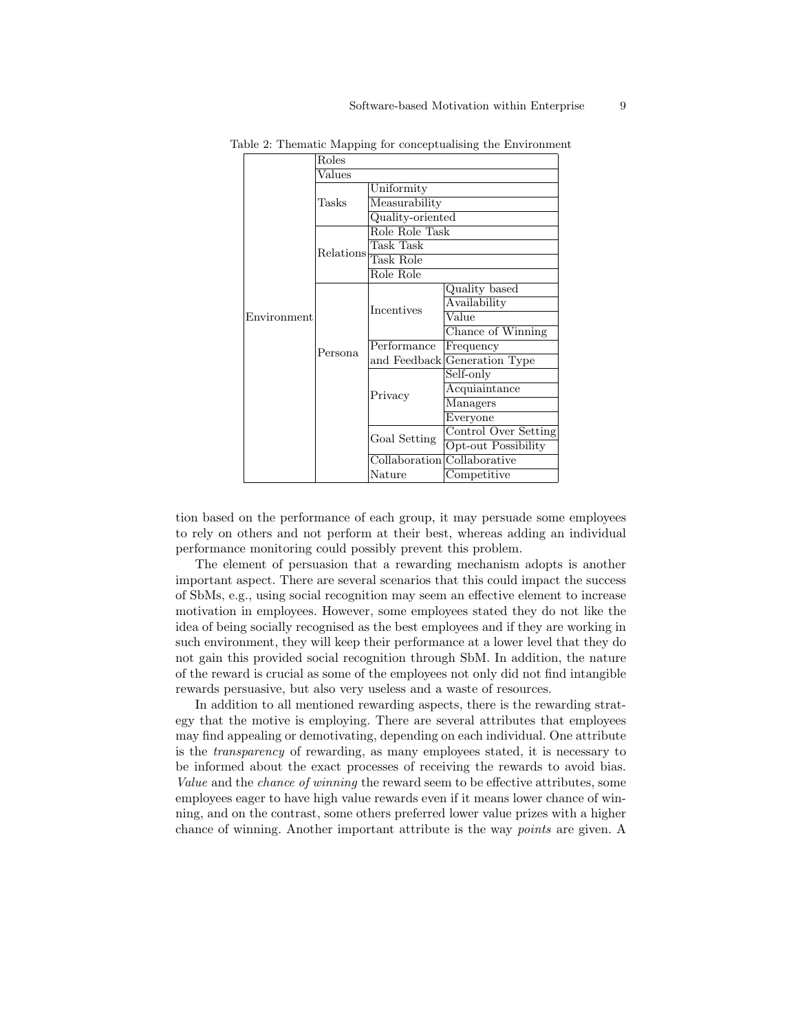Table 2: Thematic Mapping for conceptualising the Environment

| | | | |
|---|---|---|---|
| Environment | Roles | | |
| | Values | | |
| | Tasks | Uniformity | |
| | | Measurability | |
| | | Quality-oriented | |
| | Relations | Role Role Task | |
| | | Task Task | |
| | | Task Role | |
| | | Role Role | |
| | Persona | Incentives | Quality based |
| | | | Availability |
| | | | Value |
| | | | Chance of Winning |
| | | Performance and Feedback | Frequency |
| | | | Generation Type |
| | | Privacy | Self-only |
| | | | Acquiaintance |
| | | | Managers |
| | | | Everyone |
| | | Goal Setting | Control Over Setting |
| | | | Opt-out Possibility |
| | | Collaboration Nature | Collaborative |
| | | | Competitive |

tion based on the performance of each group, it may persuade some employees to rely on others and not perform at their best, whereas adding an individual performance monitoring could possibly prevent this problem.

The element of persuasion that a rewarding mechanism adopts is another important aspect. There are several scenarios that this could impact the success of SbMs, e.g., using social recognition may seem an effective element to increase motivation in employees. However, some employees stated they do not like the idea of being socially recognised as the best employees and if they are working in such environment, they will keep their performance at a lower level that they do not gain this provided social recognition through SbM. In addition, the nature of the reward is crucial as some of the employees not only did not find intangible rewards persuasive, but also very useless and a waste of resources.

In addition to all mentioned rewarding aspects, there is the rewarding strategy that the motive is employing. There are several attributes that employees may find appealing or demotivating, depending on each individual. One attribute is the *transparency* of rewarding, as many employees stated, it is necessary to be informed about the exact processes of receiving the rewards to avoid bias. *Value* and the *chance of winning* the reward seem to be effective attributes, some employees eager to have high value rewards even if it means lower chance of winning, and on the contrast, some others preferred lower value prizes with a higher chance of winning. Another important attribute is the way *points* are given. A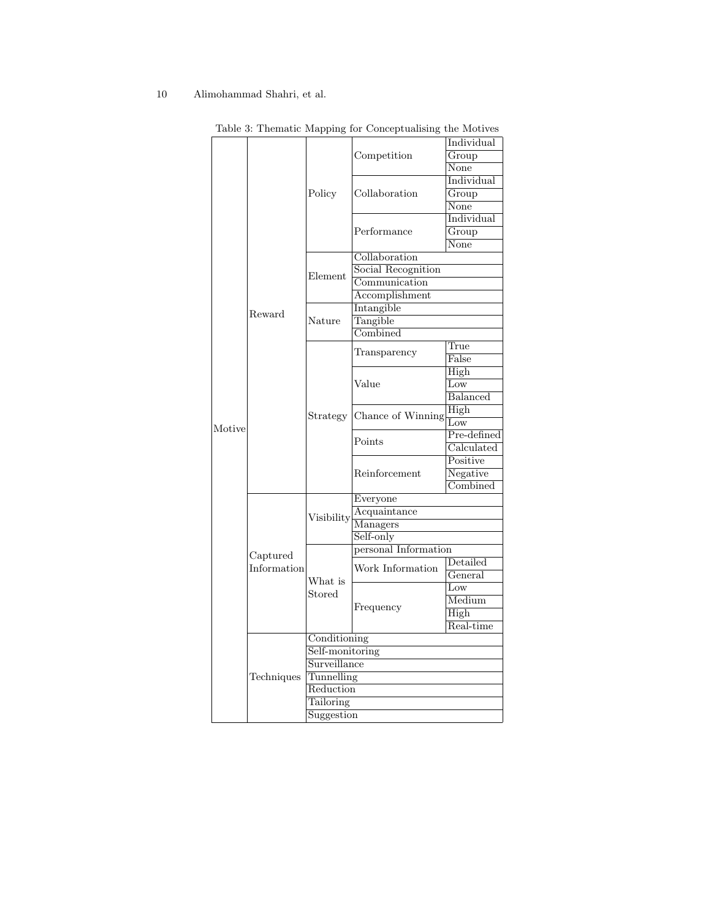Table 3: Thematic Mapping for Conceptualising the Motives

| | | | | |
|---|---|---|---|---|
| Motive | Reward | Policy | Competition | Individual |
| | | | | Group |
| | | | | None |
| | | | Collaboration | Individual |
| | | | | Group |
| | | | | None |
| | | | Performance | Individual |
| | | | | Group |
| | | | | None |
| | | Element | Collaboration | |
| | | | Social Recognition | |
| | | | Communication | |
| | | | Accomplishment | |
| | | Nature | Intangible | |
| | | | Tangible | |
| | | | Combined | |
| | | Strategy | Transparency | True |
| | | | | False |
| | | | Value | High |
| | | | | Low |
| | | | | Balanced |
| | | | Chance of Winning | High |
| | | | | Low |
| | | | Points | Pre-defined |
| | | | | Calculated |
| | | | Reinforcement | Positive |
| | | | | Negative |
| | | | | Combined |
| | Captured Information | Visibility | Everyone | |
| | | | Acquaintance | |
| | | | Managers | |
| | | | Self-only | |
| | | What is Stored | personal Information | |
| | | | Work Information | Detailed |
| | | | | General |
| | | | Frequency | Low |
| | | | | Medium |
| | | | | High |
| | | | | Real-time |
| | Techniques | Conditioning | | |
| | | Self-monitoring | | |
| | | Surveillance | | |
| | | Tunnelling | | |
| | | Reduction | | |
| | | Tailoring | | |
| | | Suggestion | | |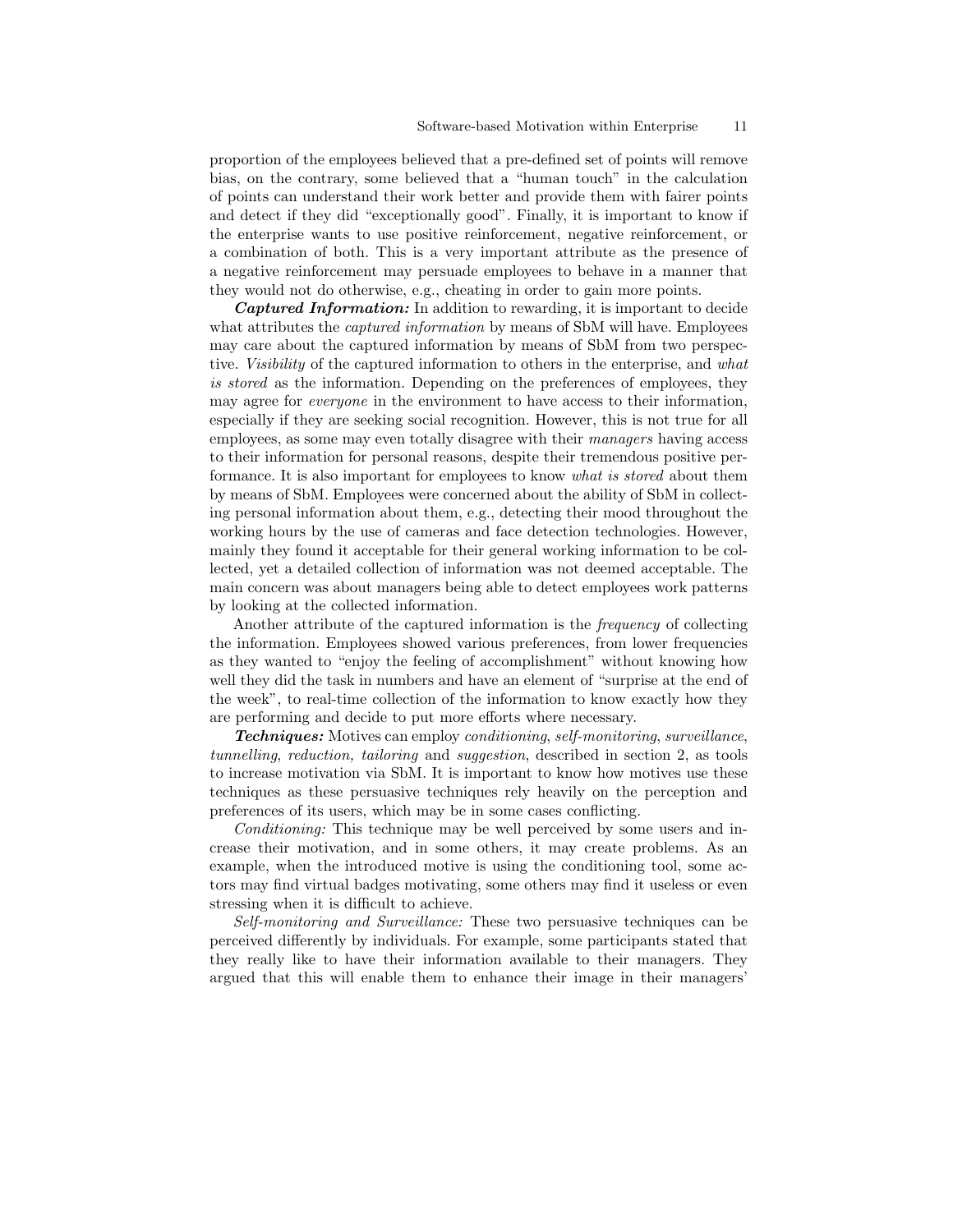proportion of the employees believed that a pre-defined set of points will remove bias, on the contrary, some believed that a "human touch" in the calculation of points can understand their work better and provide them with fairer points and detect if they did "exceptionally good". Finally, it is important to know if the enterprise wants to use positive reinforcement, negative reinforcement, or a combination of both. This is a very important attribute as the presence of a negative reinforcement may persuade employees to behave in a manner that they would not do otherwise, e.g., cheating in order to gain more points.

***Captured Information:*** In addition to rewarding, it is important to decide what attributes the *captured information* by means of SbM will have. Employees may care about the captured information by means of SbM from two perspective. *Visibility* of the captured information to others in the enterprise, and *what is stored* as the information. Depending on the preferences of employees, they may agree for *everyone* in the environment to have access to their information, especially if they are seeking social recognition. However, this is not true for all employees, as some may even totally disagree with their *managers* having access to their information for personal reasons, despite their tremendous positive performance. It is also important for employees to know *what is stored* about them by means of SbM. Employees were concerned about the ability of SbM in collecting personal information about them, e.g., detecting their mood throughout the working hours by the use of cameras and face detection technologies. However, mainly they found it acceptable for their general working information to be collected, yet a detailed collection of information was not deemed acceptable. The main concern was about managers being able to detect employees work patterns by looking at the collected information.

Another attribute of the captured information is the *frequency* of collecting the information. Employees showed various preferences, from lower frequencies as they wanted to "enjoy the feeling of accomplishment" without knowing how well they did the task in numbers and have an element of "surprise at the end of the week", to real-time collection of the information to know exactly how they are performing and decide to put more efforts where necessary.

***Techniques:*** Motives can employ *conditioning*, *self-monitoring*, *surveillance*, *tunnelling*, *reduction, tailoring* and *suggestion*, described in section 2, as tools to increase motivation via SbM. It is important to know how motives use these techniques as these persuasive techniques rely heavily on the perception and preferences of its users, which may be in some cases conflicting.

*Conditioning:* This technique may be well perceived by some users and increase their motivation, and in some others, it may create problems. As an example, when the introduced motive is using the conditioning tool, some actors may find virtual badges motivating, some others may find it useless or even stressing when it is difficult to achieve.

*Self-monitoring and Surveillance:* These two persuasive techniques can be perceived differently by individuals. For example, some participants stated that they really like to have their information available to their managers. They argued that this will enable them to enhance their image in their managers'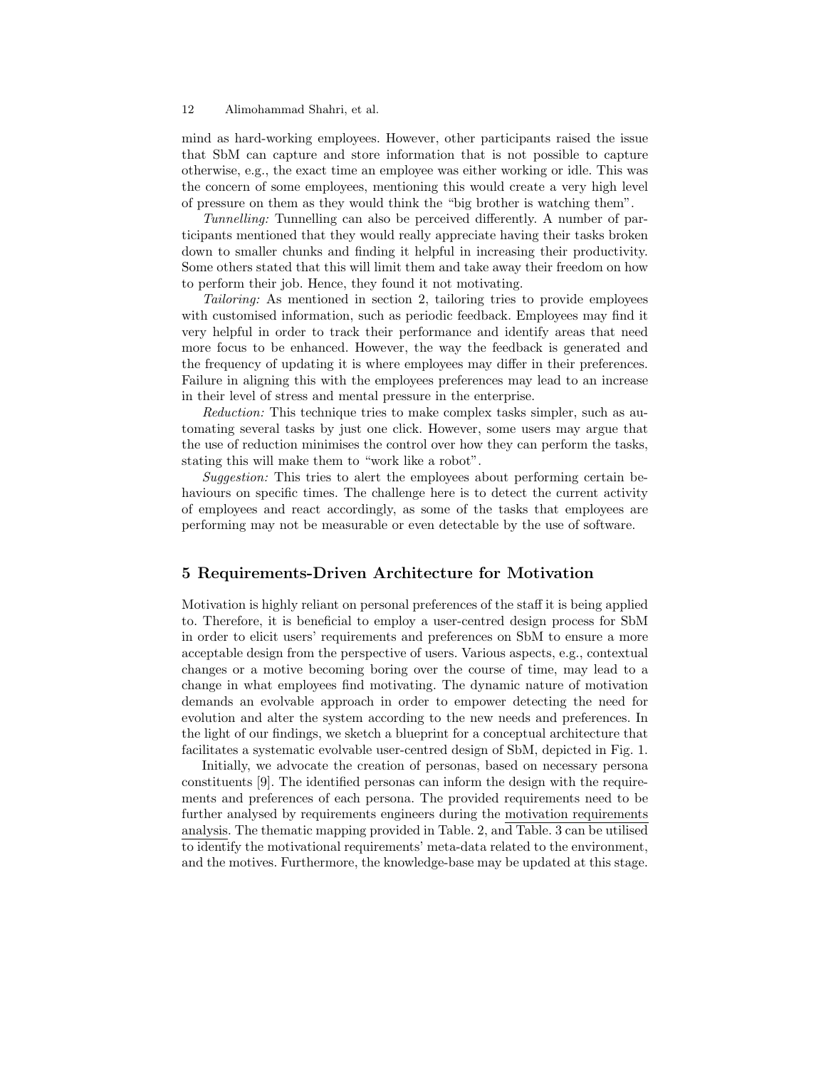mind as hard-working employees. However, other participants raised the issue that SbM can capture and store information that is not possible to capture otherwise, e.g., the exact time an employee was either working or idle. This was the concern of some employees, mentioning this would create a very high level of pressure on them as they would think the "big brother is watching them".

*Tunnelling:* Tunnelling can also be perceived differently. A number of participants mentioned that they would really appreciate having their tasks broken down to smaller chunks and finding it helpful in increasing their productivity. Some others stated that this will limit them and take away their freedom on how to perform their job. Hence, they found it not motivating.

*Tailoring:* As mentioned in section 2, tailoring tries to provide employees with customised information, such as periodic feedback. Employees may find it very helpful in order to track their performance and identify areas that need more focus to be enhanced. However, the way the feedback is generated and the frequency of updating it is where employees may differ in their preferences. Failure in aligning this with the employees preferences may lead to an increase in their level of stress and mental pressure in the enterprise.

*Reduction:* This technique tries to make complex tasks simpler, such as automating several tasks by just one click. However, some users may argue that the use of reduction minimises the control over how they can perform the tasks, stating this will make them to "work like a robot".

*Suggestion:* This tries to alert the employees about performing certain behaviours on specific times. The challenge here is to detect the current activity of employees and react accordingly, as some of the tasks that employees are performing may not be measurable or even detectable by the use of software.

## 5 Requirements-Driven Architecture for Motivation

Motivation is highly reliant on personal preferences of the staff it is being applied to. Therefore, it is beneficial to employ a user-centred design process for SbM in order to elicit users' requirements and preferences on SbM to ensure a more acceptable design from the perspective of users. Various aspects, e.g., contextual changes or a motive becoming boring over the course of time, may lead to a change in what employees find motivating. The dynamic nature of motivation demands an evolvable approach in order to empower detecting the need for evolution and alter the system according to the new needs and preferences. In the light of our findings, we sketch a blueprint for a conceptual architecture that facilitates a systematic evolvable user-centred design of SbM, depicted in Fig. 1.

Initially, we advocate the creation of personas, based on necessary persona constituents [9]. The identified personas can inform the design with the requirements and preferences of each persona. The provided requirements need to be further analysed by requirements engineers during the motivation requirements analysis. The thematic mapping provided in Table. 2, and Table. 3 can be utilised to identify the motivational requirements' meta-data related to the environment, and the motives. Furthermore, the knowledge-base may be updated at this stage.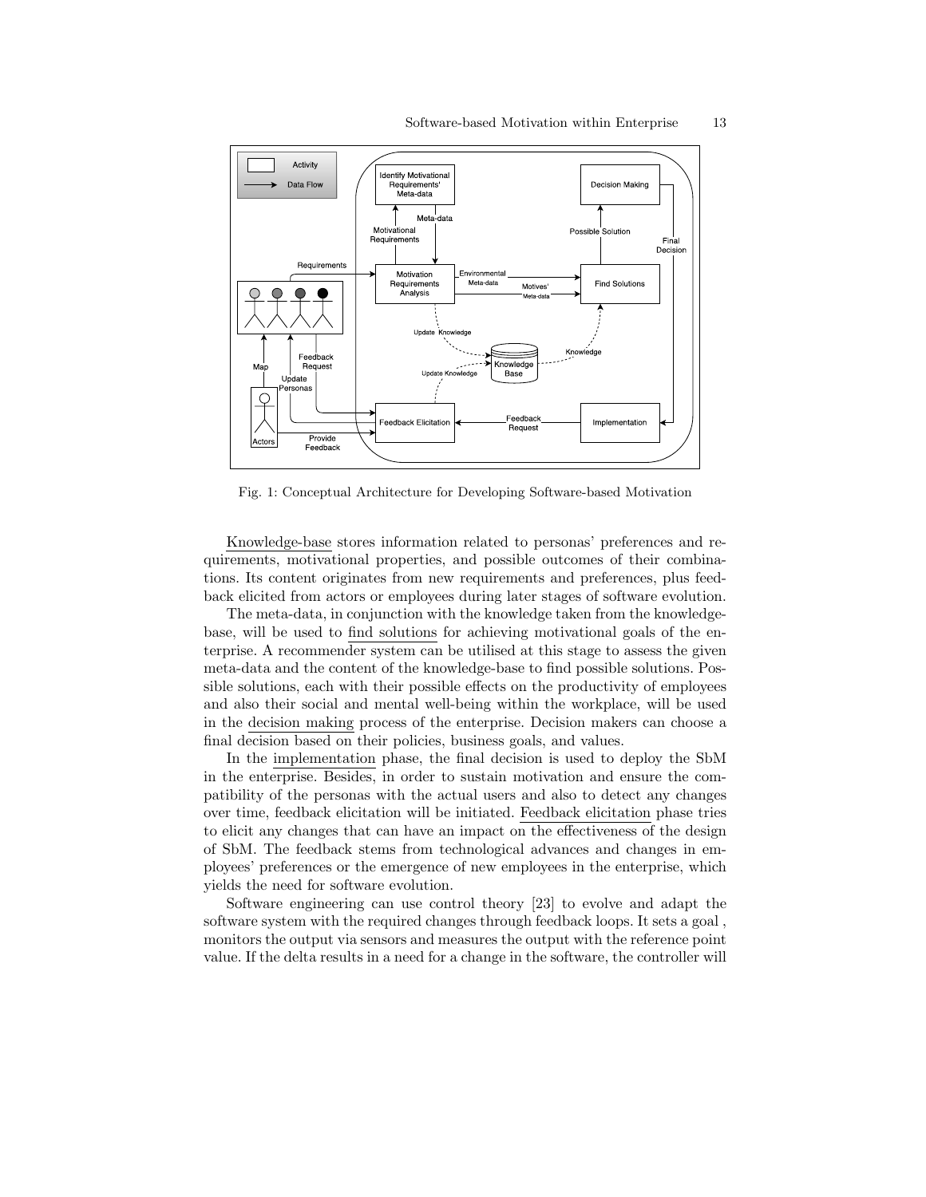Fig. 1: Conceptual Architecture for Developing Software-based Motivation

Knowledge-base stores information related to personas' preferences and requirements, motivational properties, and possible outcomes of their combinations. Its content originates from new requirements and preferences, plus feedback elicited from actors or employees during later stages of software evolution.

The meta-data, in conjunction with the knowledge taken from the knowledge-base, will be used to find solutions for achieving motivational goals of the enterprise. A recommender system can be utilised at this stage to assess the given meta-data and the content of the knowledge-base to find possible solutions. Possible solutions, each with their possible effects on the productivity of employees and also their social and mental well-being within the workplace, will be used in the decision making process of the enterprise. Decision makers can choose a final decision based on their policies, business goals, and values.

In the implementation phase, the final decision is used to deploy the SbM in the enterprise. Besides, in order to sustain motivation and ensure the compatibility of the personas with the actual users and also to detect any changes over time, feedback elicitation will be initiated. Feedback elicitation phase tries to elicit any changes that can have an impact on the effectiveness of the design of SbM. The feedback stems from technological advances and changes in employees' preferences or the emergence of new employees in the enterprise, which yields the need for software evolution.

Software engineering can use control theory [23] to evolve and adapt the software system with the required changes through feedback loops. It sets a goal , monitors the output via sensors and measures the output with the reference point value. If the delta results in a need for a change in the software, the controller will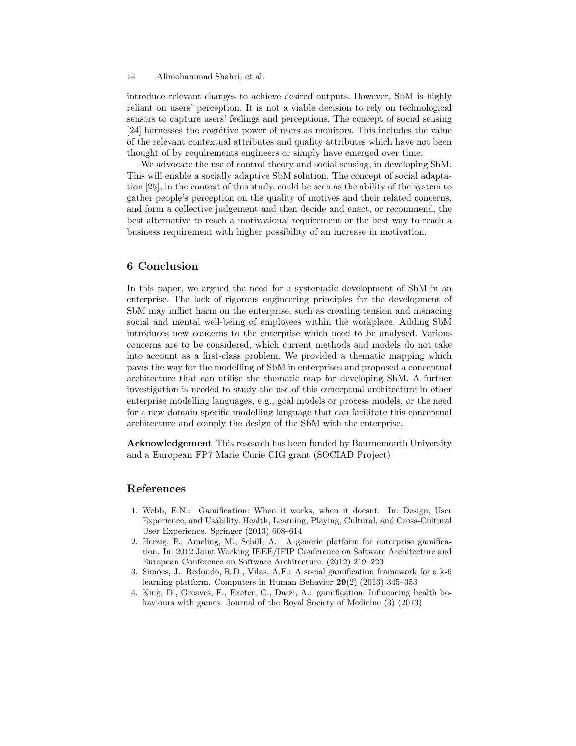introduce relevant changes to achieve desired outputs. However, SbM is highly reliant on users' perception. It is not a viable decision to rely on technological sensors to capture users' feelings and perceptions. The concept of social sensing [24] harnesses the cognitive power of users as monitors. This includes the value of the relevant contextual attributes and quality attributes which have not been thought of by requirements engineers or simply have emerged over time.

We advocate the use of control theory and social sensing, in developing SbM. This will enable a socially adaptive SbM solution. The concept of social adaptation [25], in the context of this study, could be seen as the ability of the system to gather people's perception on the quality of motives and their related concerns, and form a collective judgement and then decide and enact, or recommend, the best alternative to reach a motivational requirement or the best way to reach a business requirement with higher possibility of an increase in motivation.

## 6 Conclusion

In this paper, we argued the need for a systematic development of SbM in an enterprise. The lack of rigorous engineering principles for the development of SbM may inflict harm on the enterprise, such as creating tension and menacing social and mental well-being of employees within the workplace. Adding SbM introduces new concerns to the enterprise which need to be analysed. Various concerns are to be considered, which current methods and models do not take into account as a first-class problem. We provided a thematic mapping which paves the way for the modelling of SbM in enterprises and proposed a conceptual architecture that can utilise the thematic map for developing SbM. A further investigation is needed to study the use of this conceptual architecture in other enterprise modelling languages, e.g., goal models or process models, or the need for a new domain specific modelling language that can facilitate this conceptual architecture and comply the design of the SbM with the enterprise.

**Acknowledgement** This research has been funded by Bournemouth University and a European FP7 Marie Curie CIG grant (SOCIAD Project)

## References

1. Webb, E.N.: Gamification: When it works, when it doesnt. In: Design, User Experience, and Usability. Health, Learning, Playing, Cultural, and Cross-Cultural User Experience. Springer (2013) 608–614
2. Herzig, P., Ameling, M., Schill, A.: A generic platform for enterprise gamification. In: 2012 Joint Working IEEE/IFIP Conference on Software Architecture and European Conference on Software Architecture. (2012) 219–223
3. Simões, J., Redondo, R.D., Vilas, A.F.: A social gamification framework for a k-6 learning platform. Computers in Human Behavior **29**(2) (2013) 345–353
4. King, D., Greaves, F., Exeter, C., Darzi, A.: gamification: Influencing health behaviours with games. Journal of the Royal Society of Medicine (3) (2013)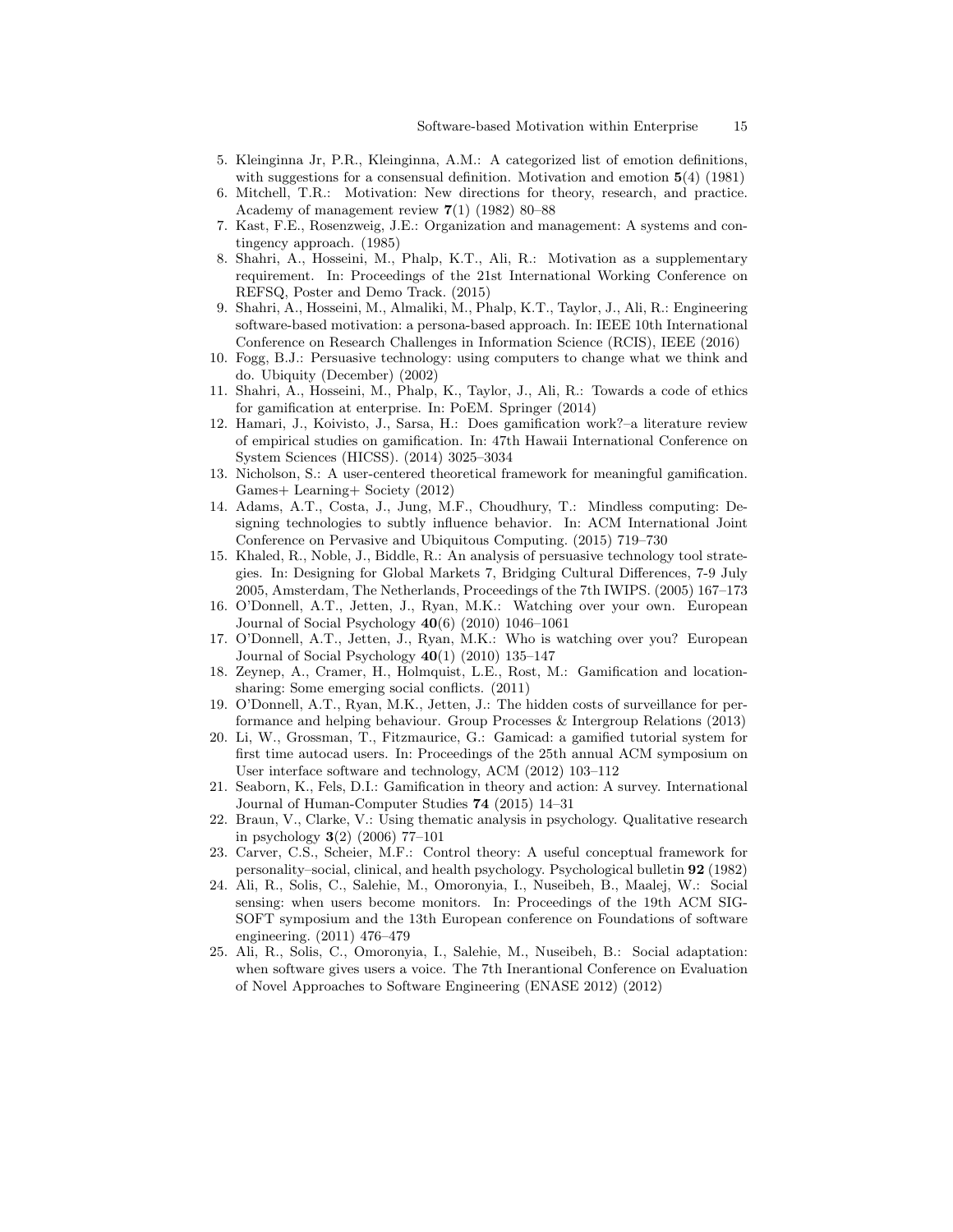5. Kleinginna Jr, P.R., Kleinginna, A.M.: A categorized list of emotion definitions, with suggestions for a consensual definition. Motivation and emotion **5**(4) (1981)
6. Mitchell, T.R.: Motivation: New directions for theory, research, and practice. Academy of management review **7**(1) (1982) 80–88
7. Kast, F.E., Rosenzweig, J.E.: Organization and management: A systems and contingency approach. (1985)
8. Shahri, A., Hosseini, M., Phalp, K.T., Ali, R.: Motivation as a supplementary requirement. In: Proceedings of the 21st International Working Conference on REFSQ, Poster and Demo Track. (2015)
9. Shahri, A., Hosseini, M., Almaliki, M., Phalp, K.T., Taylor, J., Ali, R.: Engineering software-based motivation: a persona-based approach. In: IEEE 10th International Conference on Research Challenges in Information Science (RCIS), IEEE (2016)
10. Fogg, B.J.: Persuasive technology: using computers to change what we think and do. Ubiquity (December) (2002)
11. Shahri, A., Hosseini, M., Phalp, K., Taylor, J., Ali, R.: Towards a code of ethics for gamification at enterprise. In: PoEM. Springer (2014)
12. Hamari, J., Koivisto, J., Sarsa, H.: Does gamification work?–a literature review of empirical studies on gamification. In: 47th Hawaii International Conference on System Sciences (HICSS). (2014) 3025–3034
13. Nicholson, S.: A user-centered theoretical framework for meaningful gamification. Games+ Learning+ Society (2012)
14. Adams, A.T., Costa, J., Jung, M.F., Choudhury, T.: Mindless computing: Designing technologies to subtly influence behavior. In: ACM International Joint Conference on Pervasive and Ubiquitous Computing. (2015) 719–730
15. Khaled, R., Noble, J., Biddle, R.: An analysis of persuasive technology tool strategies. In: Designing for Global Markets 7, Bridging Cultural Differences, 7-9 July 2005, Amsterdam, The Netherlands, Proceedings of the 7th IWIPS. (2005) 167–173
16. O'Donnell, A.T., Jetten, J., Ryan, M.K.: Watching over your own. European Journal of Social Psychology **40**(6) (2010) 1046–1061
17. O'Donnell, A.T., Jetten, J., Ryan, M.K.: Who is watching over you? European Journal of Social Psychology **40**(1) (2010) 135–147
18. Zeynep, A., Cramer, H., Holmquist, L.E., Rost, M.: Gamification and location-sharing: Some emerging social conflicts. (2011)
19. O'Donnell, A.T., Ryan, M.K., Jetten, J.: The hidden costs of surveillance for performance and helping behaviour. Group Processes & Intergroup Relations (2013)
20. Li, W., Grossman, T., Fitzmaurice, G.: Gamicad: a gamified tutorial system for first time autocad users. In: Proceedings of the 25th annual ACM symposium on User interface software and technology, ACM (2012) 103–112
21. Seaborn, K., Fels, D.I.: Gamification in theory and action: A survey. International Journal of Human-Computer Studies **74** (2015) 14–31
22. Braun, V., Clarke, V.: Using thematic analysis in psychology. Qualitative research in psychology **3**(2) (2006) 77–101
23. Carver, C.S., Scheier, M.F.: Control theory: A useful conceptual framework for personality–social, clinical, and health psychology. Psychological bulletin **92** (1982)
24. Ali, R., Solis, C., Salehie, M., Omoronyia, I., Nuseibeh, B., Maalej, W.: Social sensing: when users become monitors. In: Proceedings of the 19th ACM SIGSOFT symposium and the 13th European conference on Foundations of software engineering. (2011) 476–479
25. Ali, R., Solis, C., Omoronyia, I., Salehie, M., Nuseibeh, B.: Social adaptation: when software gives users a voice. The 7th Inerantional Conference on Evaluation of Novel Approaches to Software Engineering (ENASE 2012) (2012)